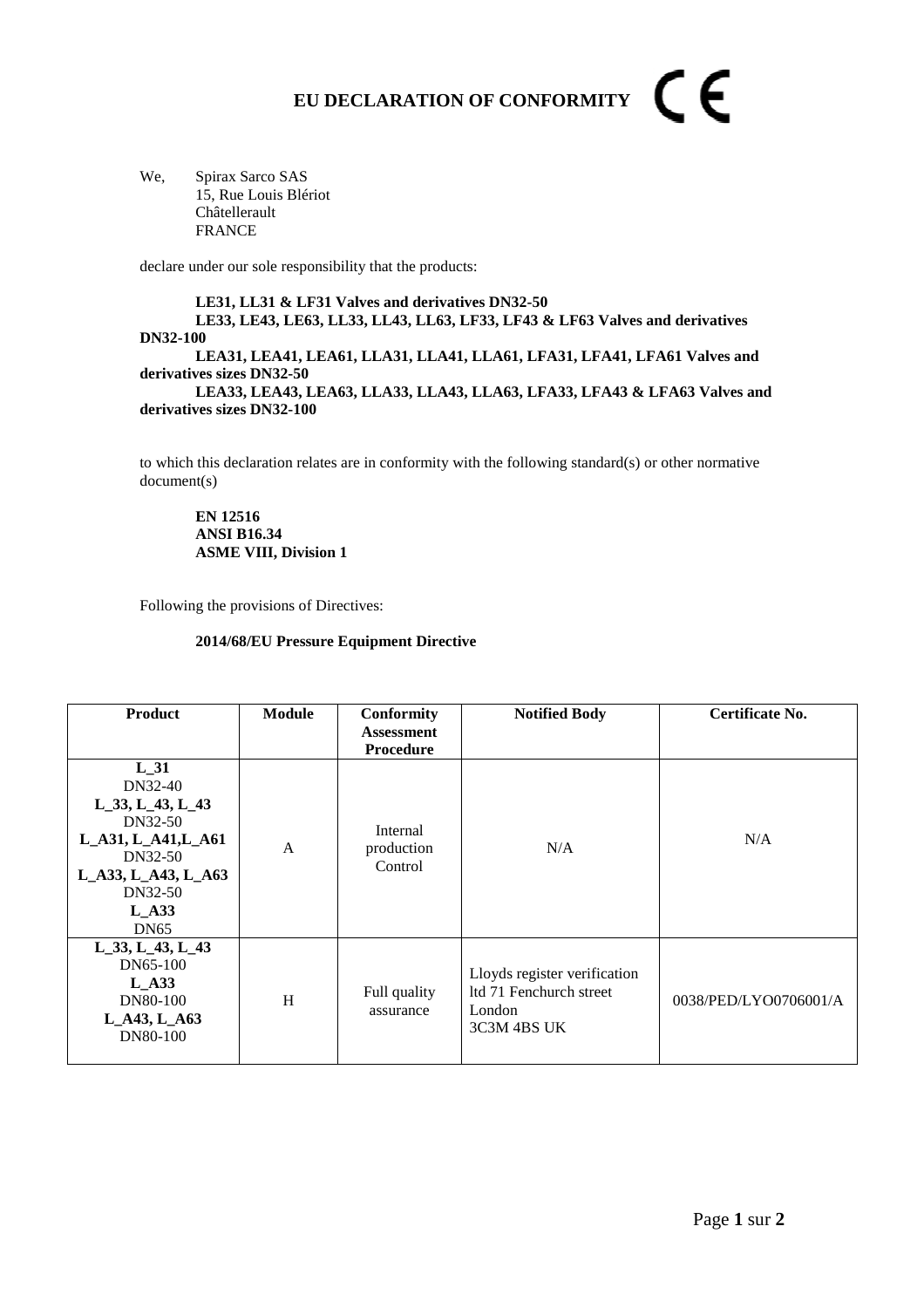# EU DECLARATION OF CONFORMITY CE

We, Spirax Sarco SAS
15, Rue Louis Blériot
Châtellerault
FRANCE

declare under our sole responsibility that the products:

**LE31, LL31 & LF31 Valves and derivatives DN32-50**
**LE33, LE43, LE63, LL33, LL43, LL63, LF33, LF43 & LF63 Valves and derivatives DN32-100**
**LEA31, LEA41, LEA61, LLA31, LLA41, LLA61, LFA31, LFA41, LFA61 Valves and derivatives sizes DN32-50**
**LEA33, LEA43, LEA63, LLA33, LLA43, LLA63, LFA33, LFA43 & LFA63 Valves and derivatives sizes DN32-100**

to which this declaration relates are in conformity with the following standard(s) or other normative document(s)

**EN 12516**
**ANSI B16.34**
**ASME VIII, Division 1**

Following the provisions of Directives:

**2014/68/EU Pressure Equipment Directive**

| Product | Module | Conformity Assessment Procedure | Notified Body | Certificate No. |
|---|---|---|---|---|
| **L_31** DN32-40 **L_33, L_43, L_43** DN32-50 **L_A31, L_A41,L_A61** DN32-50 **L_A33, L_A43, L_A63** DN32-50 **L_A33** DN65 | A | Internal production Control | N/A | N/A |
| **L_33, L_43, L_43** DN65-100 **L_A33** DN80-100 **L_A43, L_A63** DN80-100 | H | Full quality assurance | Lloyds register verification ltd 71 Fenchurch street London 3C3M 4BS UK | 0038/PED/LYO0706001/A |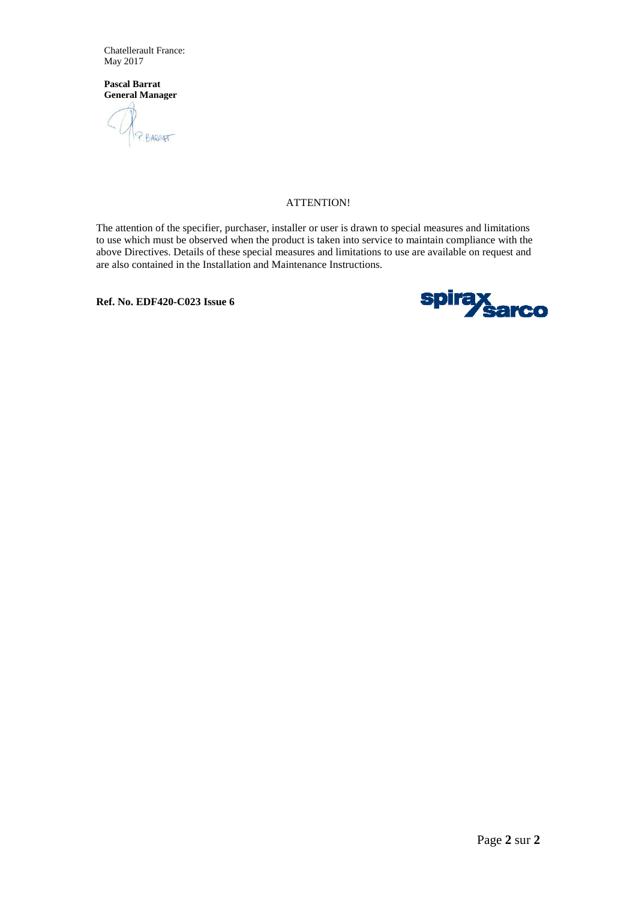Chatellerault France:
May 2017

**Pascal Barrat**
**General Manager**

ATTENTION!

The attention of the specifier, purchaser, installer or user is drawn to special measures and limitations to use which must be observed when the product is taken into service to maintain compliance with the above Directives. Details of these special measures and limitations to use are available on request and are also contained in the Installation and Maintenance Instructions.

**Ref. No. EDF420-C023 Issue 6**